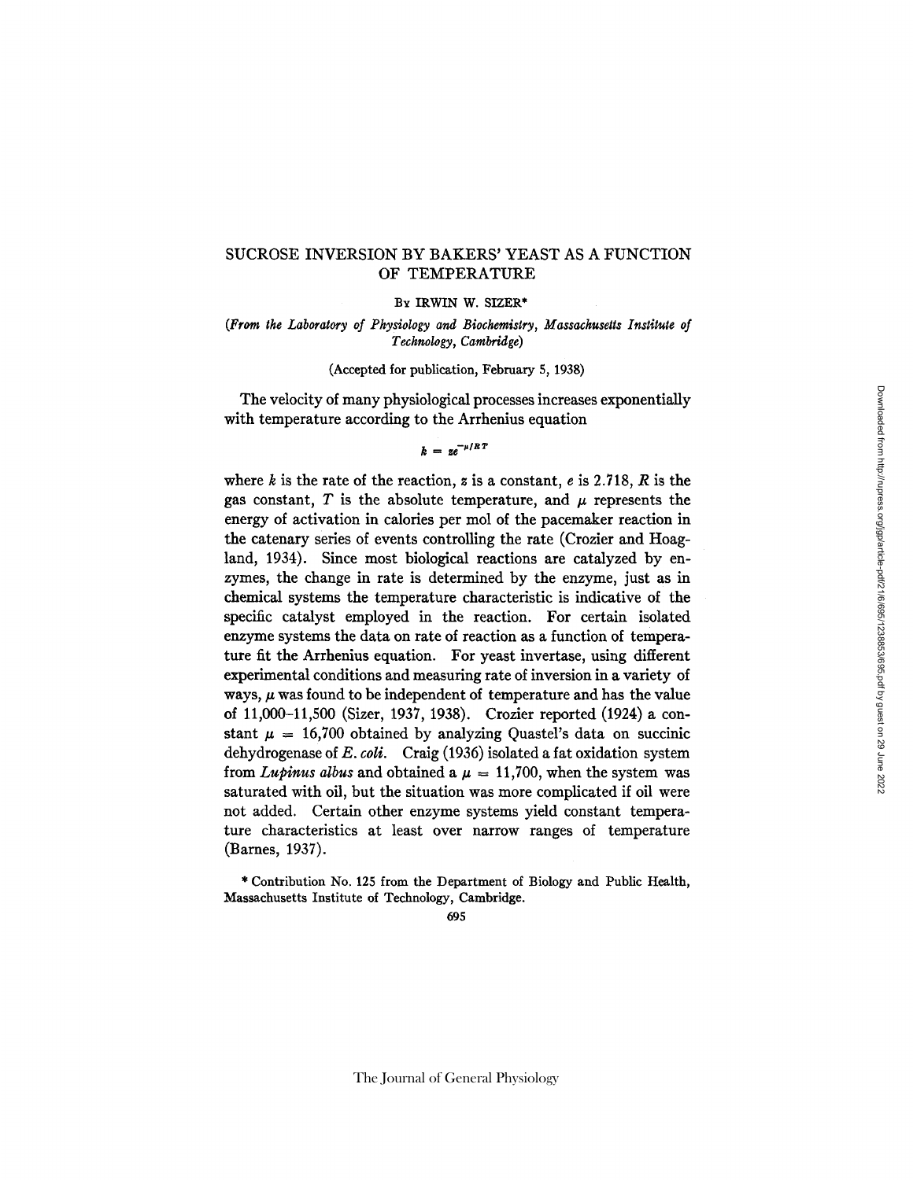# SUCROSE INVERSION BY BAKERS' YEAST AS A FUNCTION OF TEMPERATURE

By IRWIN W. SIZER*

*(From the Laboratory of Physiology and Biochemistry, Massachusetts Institute of Technology, Cambridge)*

(Accepted for publication, February 5, 1938)

The velocity of many physiological processes increases exponentially with temperature according to the Arrhenius equation

$$k = ze^{-\mu/RT}$$

where $k$ is the rate of the reaction, $z$ is a constant, $e$ is 2.718, $R$ is the gas constant, $T$ is the absolute temperature, and $\mu$ represents the energy of activation in calories per mol of the pacemaker reaction in the catenary series of events controlling the rate (Crozier and Hoagland, 1934). Since most biological reactions are catalyzed by enzymes, the change in rate is determined by the enzyme, just as in chemical systems the temperature characteristic is indicative of the specific catalyst employed in the reaction. For certain isolated enzyme systems the data on rate of reaction as a function of temperature fit the Arrhenius equation. For yeast invertase, using different experimental conditions and measuring rate of inversion in a variety of ways, $\mu$ was found to be independent of temperature and has the value of 11,000–11,500 (Sizer, 1937, 1938). Crozier reported (1924) a constant $\mu$ = 16,700 obtained by analyzing Quastel's data on succinic dehydrogenase of *E. coli*. Craig (1936) isolated a fat oxidation system from *Lupinus albus* and obtained a $\mu$ = 11,700, when the system was saturated with oil, but the situation was more complicated if oil were not added. Certain other enzyme systems yield constant temperature characteristics at least over narrow ranges of temperature (Barnes, 1937).

\* Contribution No. 125 from the Department of Biology and Public Health, Massachusetts Institute of Technology, Cambridge.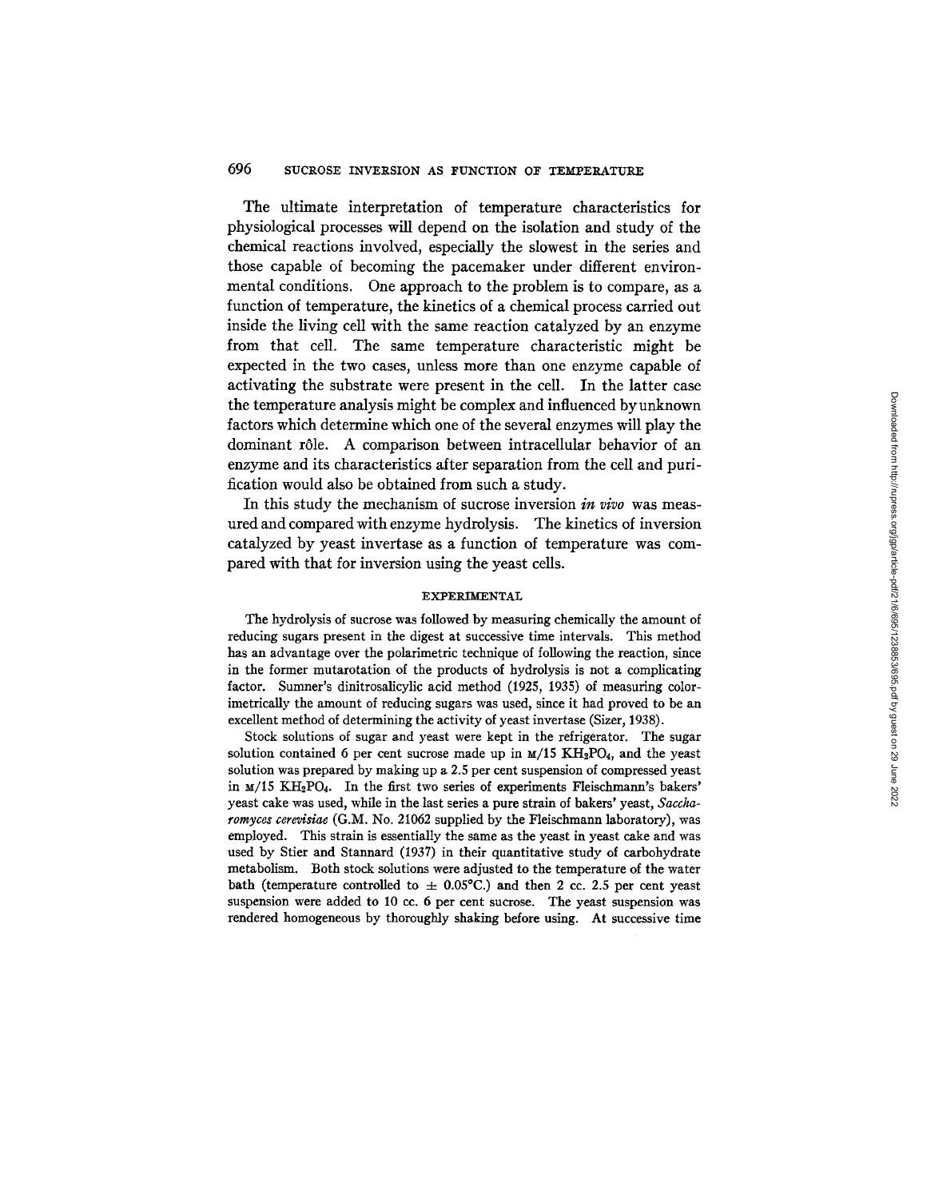The ultimate interpretation of temperature characteristics for physiological processes will depend on the isolation and study of the chemical reactions involved, especially the slowest in the series and those capable of becoming the pacemaker under different environmental conditions. One approach to the problem is to compare, as a function of temperature, the kinetics of a chemical process carried out inside the living cell with the same reaction catalyzed by an enzyme from that cell. The same temperature characteristic might be expected in the two cases, unless more than one enzyme capable of activating the substrate were present in the cell. In the latter case the temperature analysis might be complex and influenced by unknown factors which determine which one of the several enzymes will play the dominant rôle. A comparison between intracellular behavior of an enzyme and its characteristics after separation from the cell and purification would also be obtained from such a study.

In this study the mechanism of sucrose inversion *in vivo* was measured and compared with enzyme hydrolysis. The kinetics of inversion catalyzed by yeast invertase as a function of temperature was compared with that for inversion using the yeast cells.

## EXPERIMENTAL

The hydrolysis of sucrose was followed by measuring chemically the amount of reducing sugars present in the digest at successive time intervals. This method has an advantage over the polarimetric technique of following the reaction, since in the former mutarotation of the products of hydrolysis is not a complicating factor. Sumner's dinitrosalicylic acid method (1925, 1935) of measuring colorimetrically the amount of reducing sugars was used, since it had proved to be an excellent method of determining the activity of yeast invertase (Sizer, 1938).

Stock solutions of sugar and yeast were kept in the refrigerator. The sugar solution contained 6 per cent sucrose made up in M/15 $KH_2PO_4$, and the yeast solution was prepared by making up a 2.5 per cent suspension of compressed yeast in M/15 $KH_2PO_4$. In the first two series of experiments Fleischmann's bakers' yeast cake was used, while in the last series a pure strain of bakers' yeast, *Saccharomyces cerevisiae* (G.M. No. 21062 supplied by the Fleischmann laboratory), was employed. This strain is essentially the same as the yeast in yeast cake and was used by Stier and Stannard (1937) in their quantitative study of carbohydrate metabolism. Both stock solutions were adjusted to the temperature of the water bath (temperature controlled to $\pm$ 0.05°C.) and then 2 cc. 2.5 per cent yeast suspension were added to 10 cc. 6 per cent sucrose. The yeast suspension was rendered homogeneous by thoroughly shaking before using. At successive time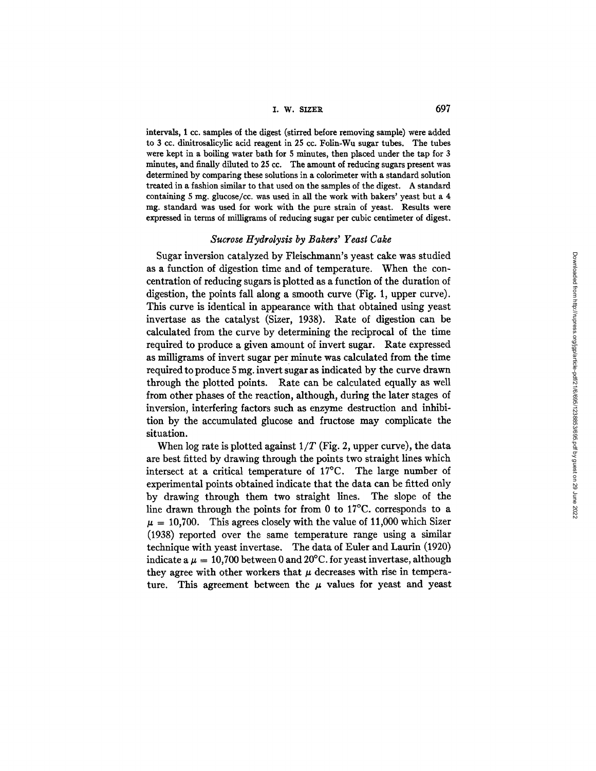intervals, 1 cc. samples of the digest (stirred before removing sample) were added to 3 cc. dinitrosalicylic acid reagent in 25 cc. Folin-Wu sugar tubes. The tubes were kept in a boiling water bath for 5 minutes, then placed under the tap for 3 minutes, and finally diluted to 25 cc. The amount of reducing sugars present was determined by comparing these solutions in a colorimeter with a standard solution treated in a fashion similar to that used on the samples of the digest. A standard containing 5 mg. glucose/cc. was used in all the work with bakers' yeast but a 4 mg. standard was used for work with the pure strain of yeast. Results were expressed in terms of milligrams of reducing sugar per cubic centimeter of digest.

### *Sucrose Hydrolysis by Bakers' Yeast Cake*

Sugar inversion catalyzed by Fleischmann's yeast cake was studied as a function of digestion time and of temperature. When the concentration of reducing sugars is plotted as a function of the duration of digestion, the points fall along a smooth curve (Fig. 1, upper curve). This curve is identical in appearance with that obtained using yeast invertase as the catalyst (Sizer, 1938). Rate of digestion can be calculated from the curve by determining the reciprocal of the time required to produce a given amount of invert sugar. Rate expressed as milligrams of invert sugar per minute was calculated from the time required to produce 5 mg. invert sugar as indicated by the curve drawn through the plotted points. Rate can be calculated equally as well from other phases of the reaction, although, during the later stages of inversion, interfering factors such as enzyme destruction and inhibition by the accumulated glucose and fructose may complicate the situation.

When log rate is plotted against $1/T$ (Fig. 2, upper curve), the data are best fitted by drawing through the points two straight lines which intersect at a critical temperature of 17°C. The large number of experimental points obtained indicate that the data can be fitted only by drawing through them two straight lines. The slope of the line drawn through the points for from 0 to 17°C. corresponds to a $\mu = 10{,}700$. This agrees closely with the value of 11,000 which Sizer (1938) reported over the same temperature range using a similar technique with yeast invertase. The data of Euler and Laurin (1920) indicate a $\mu = 10{,}700$ between 0 and 20°C. for yeast invertase, although they agree with other workers that $\mu$ decreases with rise in temperature. This agreement between the $\mu$ values for yeast and yeast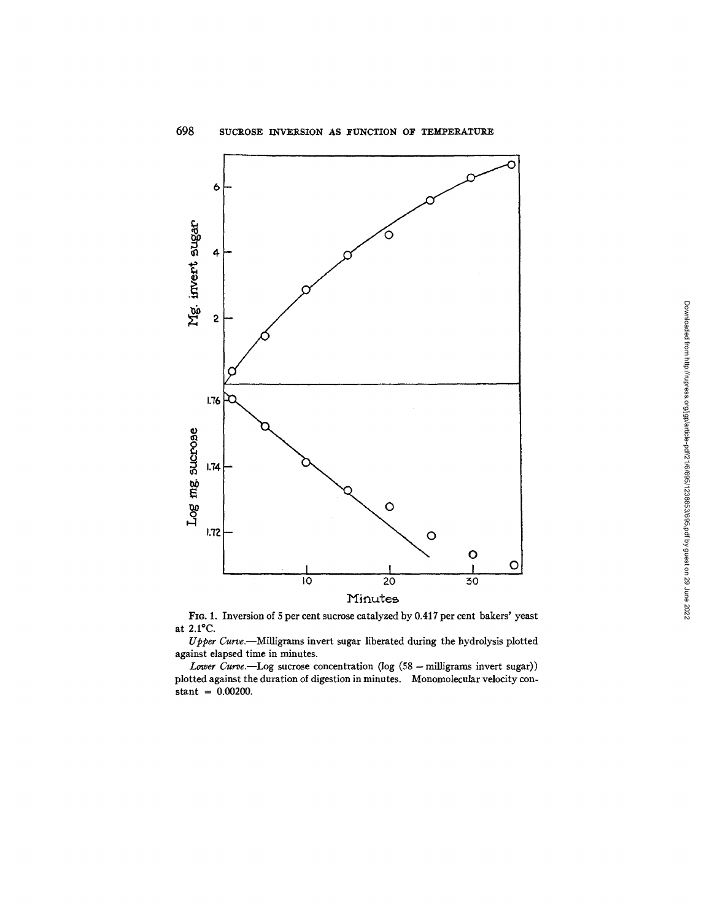FIG. 1. Inversion of 5 per cent sucrose catalyzed by 0.417 per cent bakers' yeast at 2.1°C.

*Upper Curve.*—Milligrams invert sugar liberated during the hydrolysis plotted against elapsed time in minutes.

*Lower Curve.*—Log sucrose concentration (log (58 − milligrams invert sugar)) plotted against the duration of digestion in minutes. Monomolecular velocity constant = 0.00200.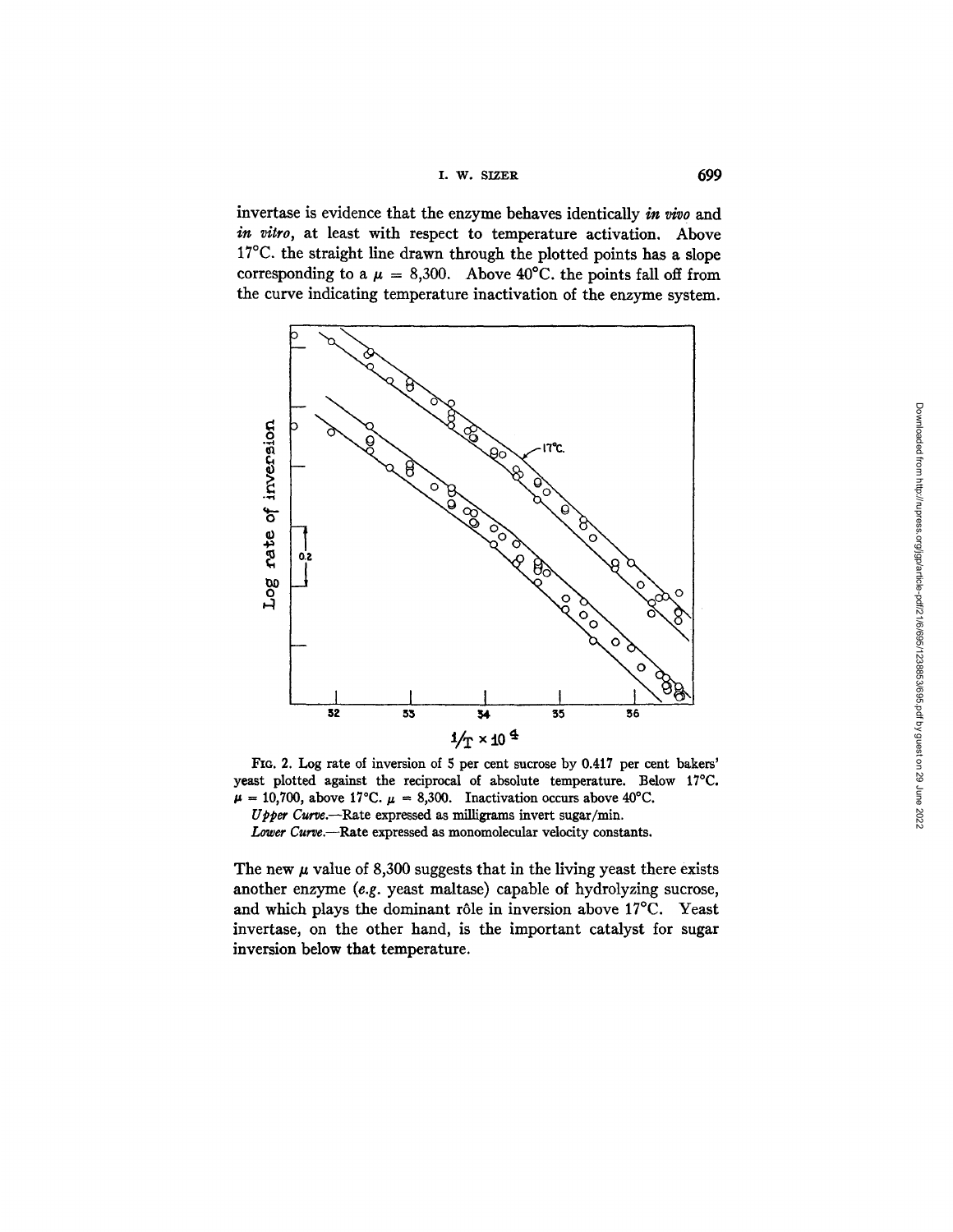invertase is evidence that the enzyme behaves identically *in vivo* and *in vitro*, at least with respect to temperature activation. Above 17°C. the straight line drawn through the plotted points has a slope corresponding to a $\mu = 8{,}300$. Above 40°C. the points fall off from the curve indicating temperature inactivation of the enzyme system.

FIG. 2. Log rate of inversion of 5 per cent sucrose by 0.417 per cent bakers' yeast plotted against the reciprocal of absolute temperature. Below 17°C. $\mu = 10{,}700$, above 17°C. $\mu = 8{,}300$. Inactivation occurs above 40°C.

*Upper Curve.*—Rate expressed as milligrams invert sugar/min.

*Lower Curve.*—Rate expressed as monomolecular velocity constants.

The new $\mu$ value of 8,300 suggests that in the living yeast there exists another enzyme (*e.g.* yeast maltase) capable of hydrolyzing sucrose, and which plays the dominant rôle in inversion above 17°C. Yeast invertase, on the other hand, is the important catalyst for sugar inversion below that temperature.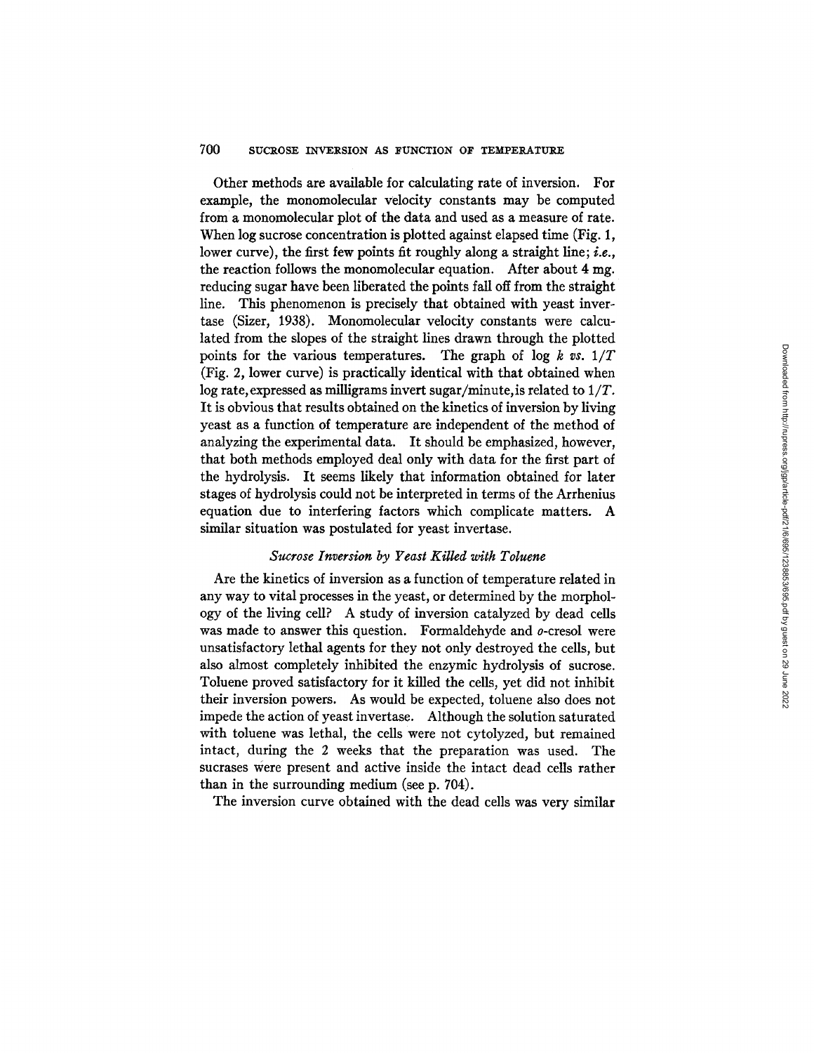Other methods are available for calculating rate of inversion. For example, the monomolecular velocity constants may be computed from a monomolecular plot of the data and used as a measure of rate. When log sucrose concentration is plotted against elapsed time (Fig. 1, lower curve), the first few points fit roughly along a straight line; *i.e.*, the reaction follows the monomolecular equation. After about 4 mg. reducing sugar have been liberated the points fall off from the straight line. This phenomenon is precisely that obtained with yeast invertase (Sizer, 1938). Monomolecular velocity constants were calculated from the slopes of the straight lines drawn through the plotted points for the various temperatures. The graph of log $k$ *vs.* $1/T$ (Fig. 2, lower curve) is practically identical with that obtained when log rate, expressed as milligrams invert sugar/minute, is related to $1/T$. It is obvious that results obtained on the kinetics of inversion by living yeast as a function of temperature are independent of the method of analyzing the experimental data. It should be emphasized, however, that both methods employed deal only with data for the first part of the hydrolysis. It seems likely that information obtained for later stages of hydrolysis could not be interpreted in terms of the Arrhenius equation due to interfering factors which complicate matters. A similar situation was postulated for yeast invertase.

### *Sucrose Inversion by Yeast Killed with Toluene*

Are the kinetics of inversion as a function of temperature related in any way to vital processes in the yeast, or determined by the morphology of the living cell? A study of inversion catalyzed by dead cells was made to answer this question. Formaldehyde and *o*-cresol were unsatisfactory lethal agents for they not only destroyed the cells, but also almost completely inhibited the enzymic hydrolysis of sucrose. Toluene proved satisfactory for it killed the cells, yet did not inhibit their inversion powers. As would be expected, toluene also does not impede the action of yeast invertase. Although the solution saturated with toluene was lethal, the cells were not cytolyzed, but remained intact, during the 2 weeks that the preparation was used. The sucrases were present and active inside the intact dead cells rather than in the surrounding medium (see p. 704).

The inversion curve obtained with the dead cells was very similar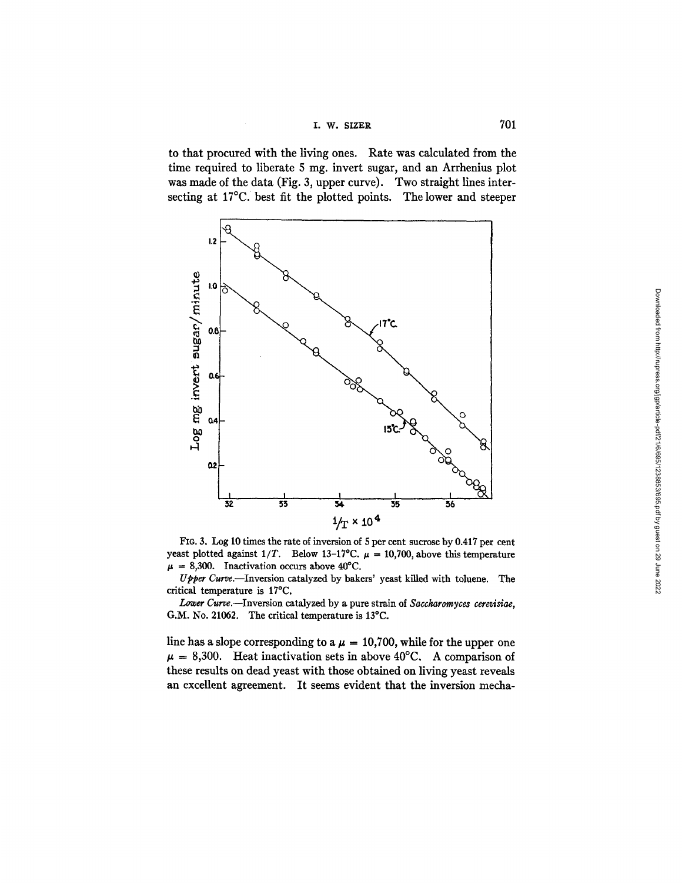to that procured with the living ones. Rate was calculated from the time required to liberate 5 mg. invert sugar, and an Arrhenius plot was made of the data (Fig. 3, upper curve). Two straight lines intersecting at 17°C. best fit the plotted points. The lower and steeper

FIG. 3. Log 10 times the rate of inversion of 5 per cent sucrose by 0.417 per cent yeast plotted against $1/T$. Below 13–17°C. $\mu = 10{,}700$, above this temperature $\mu = 8{,}300$. Inactivation occurs above 40°C.

*Upper Curve.*—Inversion catalyzed by bakers' yeast killed with toluene. The critical temperature is 17°C.

*Lower Curve.*—Inversion catalyzed by a pure strain of *Saccharomyces cerevisiae*, G.M. No. 21062. The critical temperature is 13°C.

line has a slope corresponding to a $\mu = 10{,}700$, while for the upper one $\mu = 8{,}300$. Heat inactivation sets in above 40°C. A comparison of these results on dead yeast with those obtained on living yeast reveals an excellent agreement. It seems evident that the inversion mecha-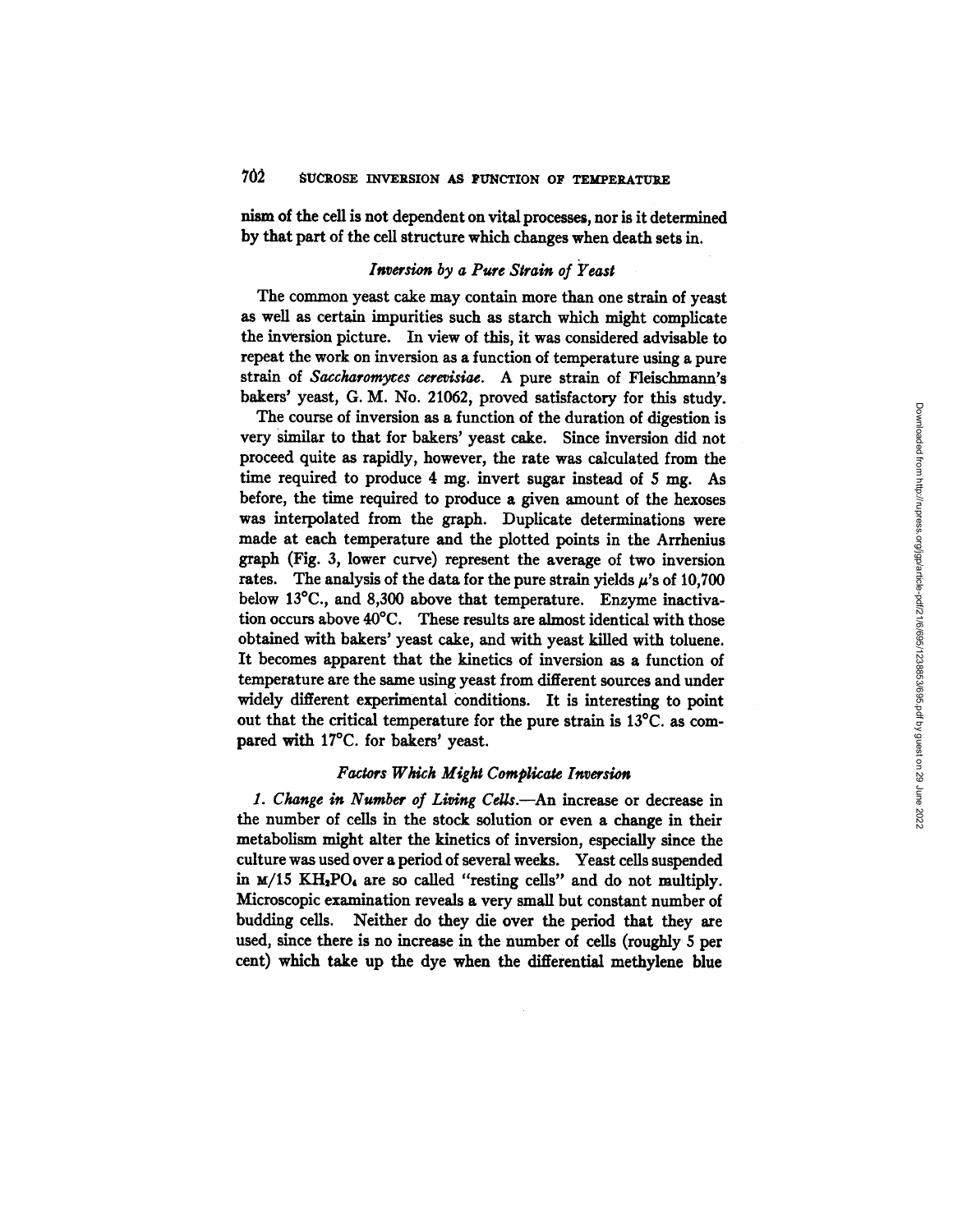nism of the cell is not dependent on vital processes, nor is it determined by that part of the cell structure which changes when death sets in.

### *Inversion by a Pure Strain of Yeast*

The common yeast cake may contain more than one strain of yeast as well as certain impurities such as starch which might complicate the inversion picture. In view of this, it was considered advisable to repeat the work on inversion as a function of temperature using a pure strain of *Saccharomyces cerevisiae*. A pure strain of Fleischmann's bakers' yeast, G. M. No. 21062, proved satisfactory for this study.

The course of inversion as a function of the duration of digestion is very similar to that for bakers' yeast cake. Since inversion did not proceed quite as rapidly, however, the rate was calculated from the time required to produce 4 mg. invert sugar instead of 5 mg. As before, the time required to produce a given amount of the hexoses was interpolated from the graph. Duplicate determinations were made at each temperature and the plotted points in the Arrhenius graph (Fig. 3, lower curve) represent the average of two inversion rates. The analysis of the data for the pure strain yields $\mu$'s of 10,700 below 13°C., and 8,300 above that temperature. Enzyme inactivation occurs above 40°C. These results are almost identical with those obtained with bakers' yeast cake, and with yeast killed with toluene. It becomes apparent that the kinetics of inversion as a function of temperature are the same using yeast from different sources and under widely different experimental conditions. It is interesting to point out that the critical temperature for the pure strain is 13°C. as compared with 17°C. for bakers' yeast.

### *Factors Which Might Complicate Inversion*

*1. Change in Number of Living Cells.*—An increase or decrease in the number of cells in the stock solution or even a change in their metabolism might alter the kinetics of inversion, especially since the culture was used over a period of several weeks. Yeast cells suspended in M/15 $KH_2PO_4$ are so called "resting cells" and do not multiply. Microscopic examination reveals a very small but constant number of budding cells. Neither do they die over the period that they are used, since there is no increase in the number of cells (roughly 5 per cent) which take up the dye when the differential methylene blue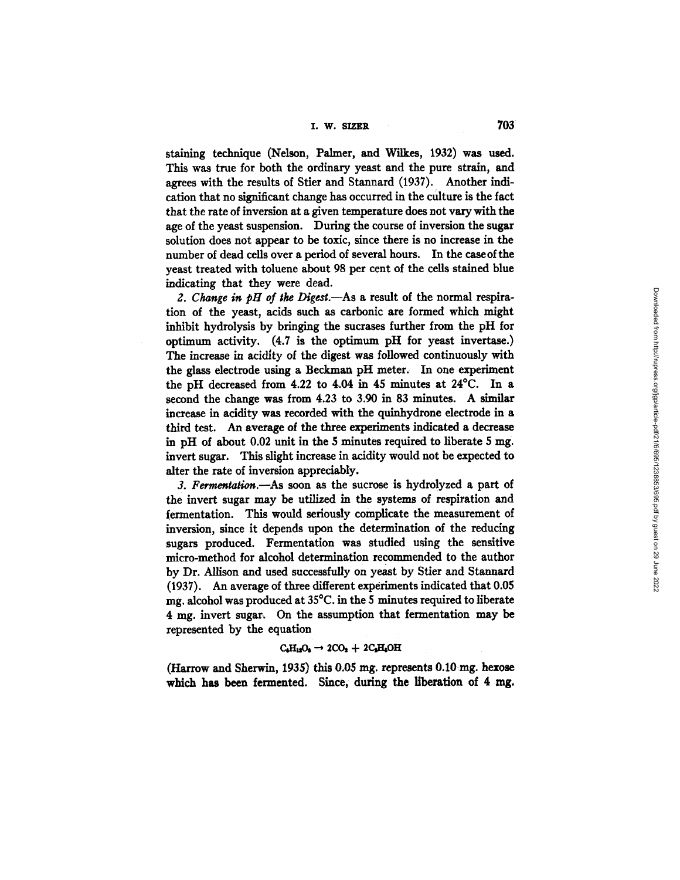staining technique (Nelson, Palmer, and Wilkes, 1932) was used. This was true for both the ordinary yeast and the pure strain, and agrees with the results of Stier and Stannard (1937). Another indication that no significant change has occurred in the culture is the fact that the rate of inversion at a given temperature does not vary with the age of the yeast suspension. During the course of inversion the sugar solution does not appear to be toxic, since there is no increase in the number of dead cells over a period of several hours. In the case of the yeast treated with toluene about 98 per cent of the cells stained blue indicating that they were dead.

*2. Change in pH of the Digest.*—As a result of the normal respiration of the yeast, acids such as carbonic are formed which might inhibit hydrolysis by bringing the sucrases further from the pH for optimum activity. (4.7 is the optimum pH for yeast invertase.) The increase in acidity of the digest was followed continuously with the glass electrode using a Beckman pH meter. In one experiment the pH decreased from 4.22 to 4.04 in 45 minutes at 24°C. In a second the change was from 4.23 to 3.90 in 83 minutes. A similar increase in acidity was recorded with the quinhydrone electrode in a third test. An average of the three experiments indicated a decrease in pH of about 0.02 unit in the 5 minutes required to liberate 5 mg. invert sugar. This slight increase in acidity would not be expected to alter the rate of inversion appreciably.

*3. Fermentation.*—As soon as the sucrose is hydrolyzed a part of the invert sugar may be utilized in the systems of respiration and fermentation. This would seriously complicate the measurement of inversion, since it depends upon the determination of the reducing sugars produced. Fermentation was studied using the sensitive micro-method for alcohol determination recommended to the author by Dr. Allison and used successfully on yeast by Stier and Stannard (1937). An average of three different experiments indicated that 0.05 mg. alcohol was produced at 35°C. in the 5 minutes required to liberate 4 mg. invert sugar. On the assumption that fermentation may be represented by the equation

$$C_6H_{12}O_6 \rightarrow 2CO_2 + 2C_2H_5OH$$

(Harrow and Sherwin, 1935) this 0.05 mg. represents 0.10 mg. hexose which has been fermented. Since, during the liberation of 4 mg.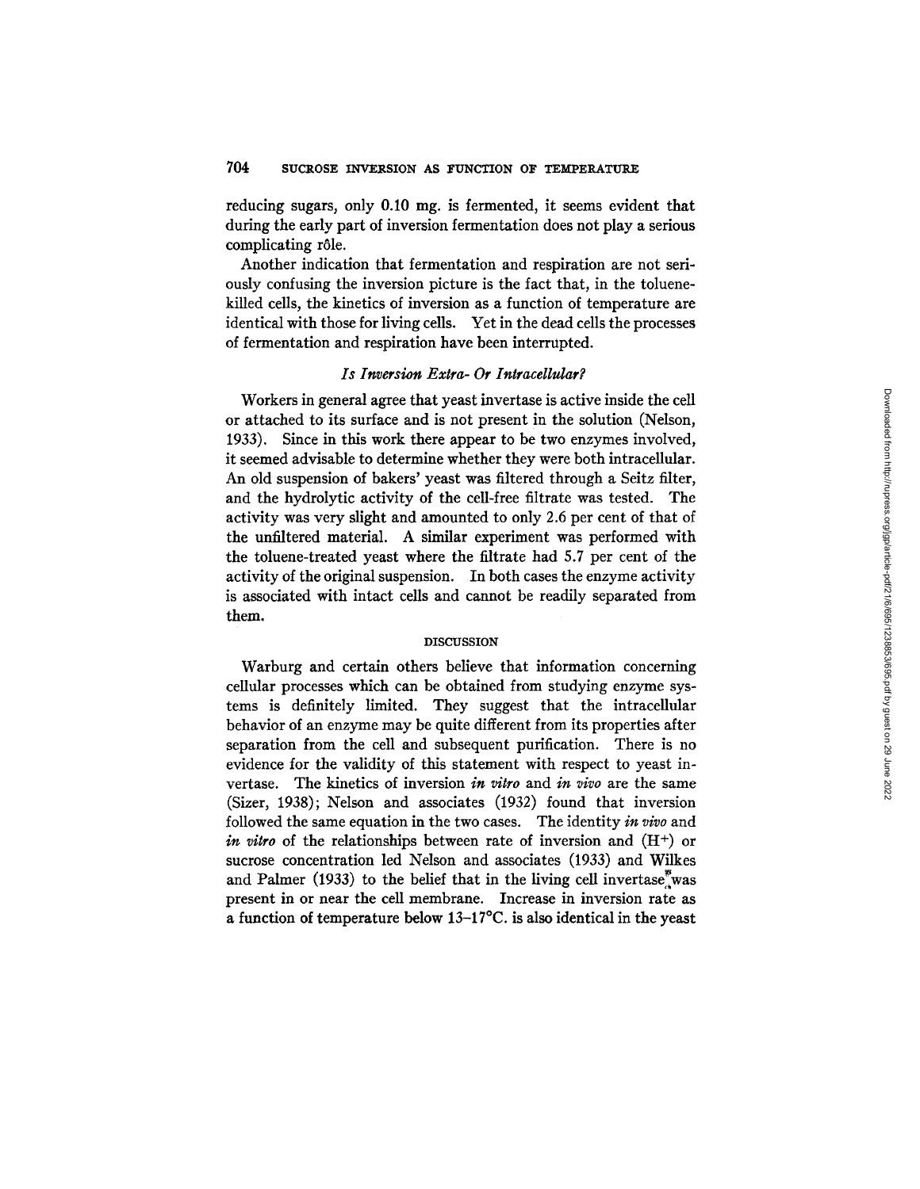reducing sugars, only 0.10 mg. is fermented, it seems evident that during the early part of inversion fermentation does not play a serious complicating rôle.

Another indication that fermentation and respiration are not seriously confusing the inversion picture is the fact that, in the toluene-killed cells, the kinetics of inversion as a function of temperature are identical with those for living cells. Yet in the dead cells the processes of fermentation and respiration have been interrupted.

### *Is Inversion Extra- Or Intracellular?*

Workers in general agree that yeast invertase is active inside the cell or attached to its surface and is not present in the solution (Nelson, 1933). Since in this work there appear to be two enzymes involved, it seemed advisable to determine whether they were both intracellular. An old suspension of bakers' yeast was filtered through a Seitz filter, and the hydrolytic activity of the cell-free filtrate was tested. The activity was very slight and amounted to only 2.6 per cent of that of the unfiltered material. A similar experiment was performed with the toluene-treated yeast where the filtrate had 5.7 per cent of the activity of the original suspension. In both cases the enzyme activity is associated with intact cells and cannot be readily separated from them.

## DISCUSSION

Warburg and certain others believe that information concerning cellular processes which can be obtained from studying enzyme systems is definitely limited. They suggest that the intracellular behavior of an enzyme may be quite different from its properties after separation from the cell and subsequent purification. There is no evidence for the validity of this statement with respect to yeast invertase. The kinetics of inversion *in vitro* and *in vivo* are the same (Sizer, 1938); Nelson and associates (1932) found that inversion followed the same equation in the two cases. The identity *in vivo* and *in vitro* of the relationships between rate of inversion and ($H^+$) or sucrose concentration led Nelson and associates (1933) and Wilkes and Palmer (1933) to the belief that in the living cell invertase was present in or near the cell membrane. Increase in inversion rate as a function of temperature below 13–17°C. is also identical in the yeast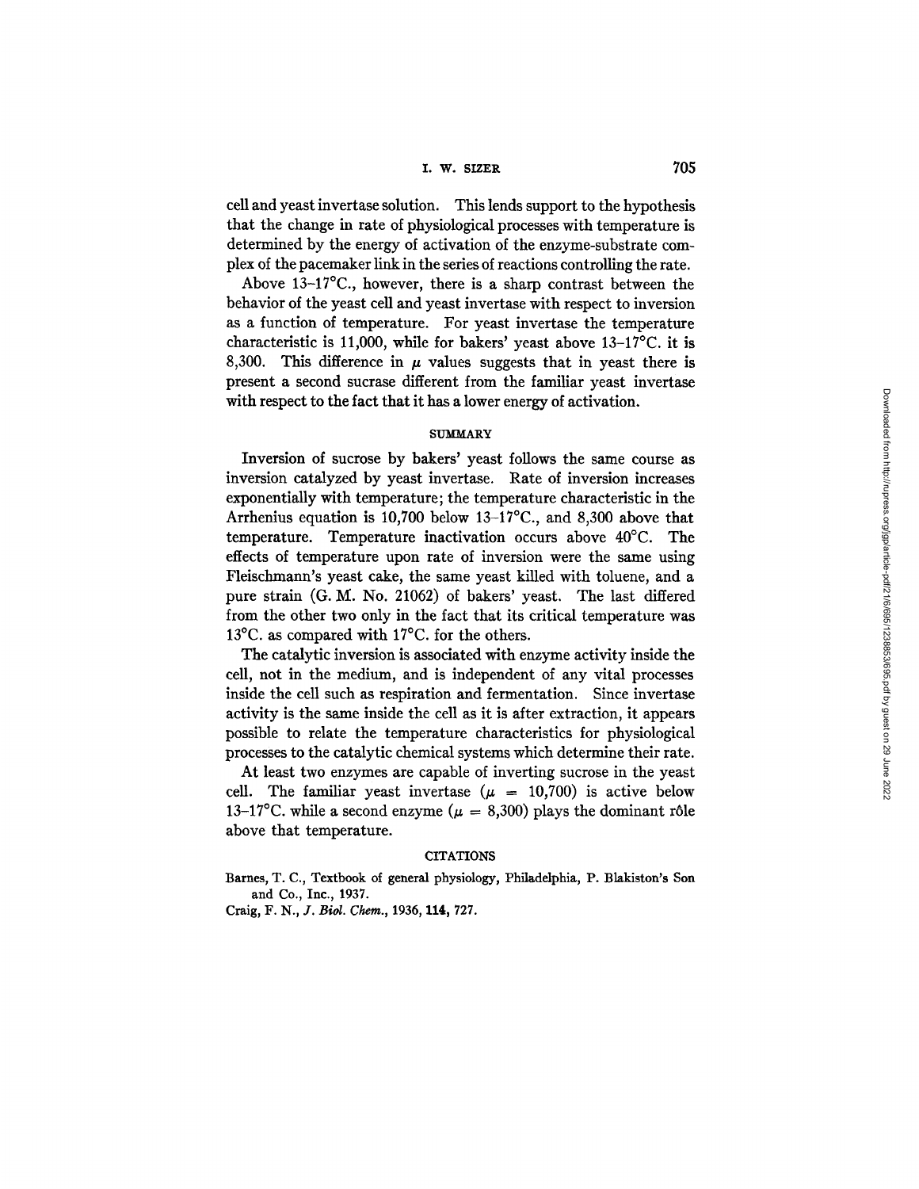cell and yeast invertase solution. This lends support to the hypothesis that the change in rate of physiological processes with temperature is determined by the energy of activation of the enzyme-substrate complex of the pacemaker link in the series of reactions controlling the rate.

Above 13–17°C., however, there is a sharp contrast between the behavior of the yeast cell and yeast invertase with respect to inversion as a function of temperature. For yeast invertase the temperature characteristic is 11,000, while for bakers' yeast above 13–17°C. it is 8,300. This difference in $\mu$ values suggests that in yeast there is present a second sucrase different from the familiar yeast invertase with respect to the fact that it has a lower energy of activation.

## SUMMARY

Inversion of sucrose by bakers' yeast follows the same course as inversion catalyzed by yeast invertase. Rate of inversion increases exponentially with temperature; the temperature characteristic in the Arrhenius equation is 10,700 below 13–17°C., and 8,300 above that temperature. Temperature inactivation occurs above 40°C. The effects of temperature upon rate of inversion were the same using Fleischmann's yeast cake, the same yeast killed with toluene, and a pure strain (G. M. No. 21062) of bakers' yeast. The last differed from the other two only in the fact that its critical temperature was 13°C. as compared with 17°C. for the others.

The catalytic inversion is associated with enzyme activity inside the cell, not in the medium, and is independent of any vital processes inside the cell such as respiration and fermentation. Since invertase activity is the same inside the cell as it is after extraction, it appears possible to relate the temperature characteristics for physiological processes to the catalytic chemical systems which determine their rate.

At least two enzymes are capable of inverting sucrose in the yeast cell. The familiar yeast invertase ($\mu$ = 10,700) is active below 13–17°C. while a second enzyme ($\mu$ = 8,300) plays the dominant rôle above that temperature.

## CITATIONS

Barnes, T. C., Textbook of general physiology, Philadelphia, P. Blakiston's Son and Co., Inc., 1937.

Craig, F. N., *J. Biol. Chem.*, 1936, **114**, 727.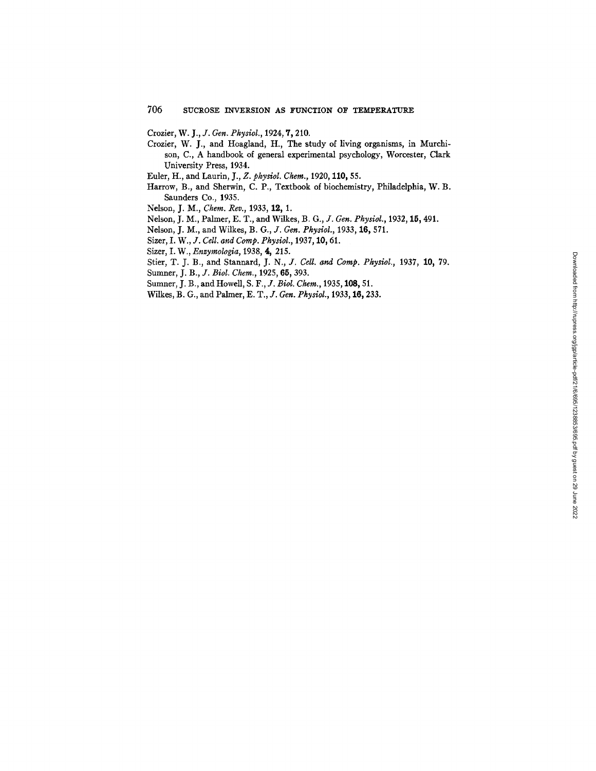Crozier, W. J., *J. Gen. Physiol.*, 1924, **7**, 210.

Crozier, W. J., and Hoagland, H., The study of living organisms, in Murchison, C., A handbook of general experimental psychology, Worcester, Clark University Press, 1934.

Euler, H., and Laurin, J., *Z. physiol. Chem.*, 1920, **110**, 55.

Harrow, B., and Sherwin, C. P., Textbook of biochemistry, Philadelphia, W. B. Saunders Co., 1935.

Nelson, J. M., *Chem. Rev.*, 1933, **12**, 1.

Nelson, J. M., Palmer, E. T., and Wilkes, B. G., *J. Gen. Physiol.*, 1932, **15**, 491.

Nelson, J. M., and Wilkes, B. G., *J. Gen. Physiol.*, 1933, **16**, 571.

Sizer, I. W., *J. Cell. and Comp. Physiol.*, 1937, **10**, 61.

Sizer, I. W., *Enzymologia*, 1938, **4**, 215.

Stier, T. J. B., and Stannard, J. N., *J. Cell. and Comp. Physiol.*, 1937, **10**, 79.

Sumner, J. B., *J. Biol. Chem.*, 1925, **65**, 393.

Sumner, J. B., and Howell, S. F., *J. Biol. Chem.*, 1935, **108**, 51.

Wilkes, B. G., and Palmer, E. T., *J. Gen. Physiol.*, 1933, **16**, 233.